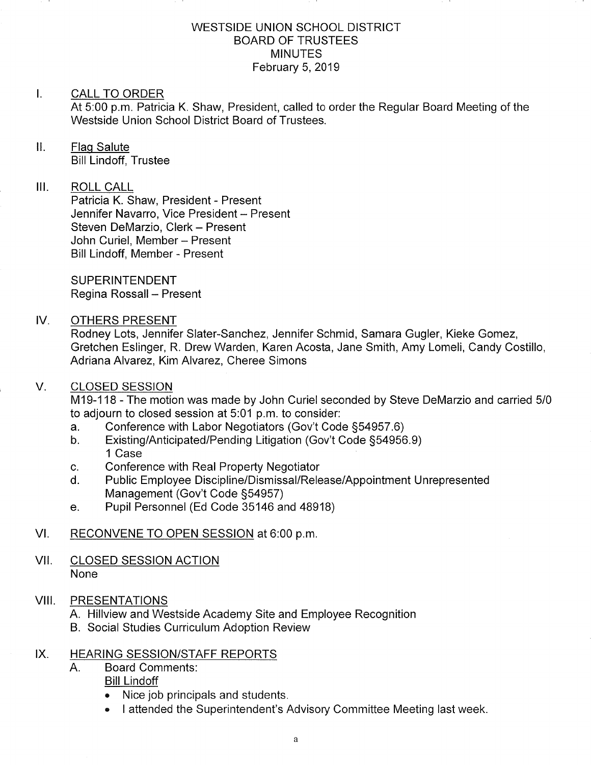# WESTSIDE UNION SCHOOL DISTRICT
## BOARD OF TRUSTEES
## MINUTES
February 5, 2019

I. CALL TO ORDER

At 5:00 p.m. Patricia K. Shaw, President, called to order the Regular Board Meeting of the Westside Union School District Board of Trustees.

II. Flag Salute

Bill Lindoff, Trustee

III. ROLL CALL

Patricia K. Shaw, President - Present
Jennifer Navarro, Vice President – Present
Steven DeMarzio, Clerk – Present
John Curiel, Member – Present
Bill Lindoff, Member - Present

SUPERINTENDENT
Regina Rossall – Present

IV. OTHERS PRESENT

Rodney Lots, Jennifer Slater-Sanchez, Jennifer Schmid, Samara Gugler, Kieke Gomez, Gretchen Eslinger, R. Drew Warden, Karen Acosta, Jane Smith, Amy Lomeli, Candy Costillo, Adriana Alvarez, Kim Alvarez, Cheree Simons

V. CLOSED SESSION

M19-118 - The motion was made by John Curiel seconded by Steve DeMarzio and carried 5/0 to adjourn to closed session at 5:01 p.m. to consider:

a. Conference with Labor Negotiators (Gov't Code §54957.6)
b. Existing/Anticipated/Pending Litigation (Gov't Code §54956.9)
   1 Case
c. Conference with Real Property Negotiator
d. Public Employee Discipline/Dismissal/Release/Appointment Unrepresented Management (Gov't Code §54957)
e. Pupil Personnel (Ed Code 35146 and 48918)

VI. RECONVENE TO OPEN SESSION at 6:00 p.m.

VII. CLOSED SESSION ACTION

None

VIII. PRESENTATIONS

A. Hillview and Westside Academy Site and Employee Recognition
B. Social Studies Curriculum Adoption Review

IX. HEARING SESSION/STAFF REPORTS

A. Board Comments:

Bill Lindoff

- Nice job principals and students.
- I attended the Superintendent's Advisory Committee Meeting last week.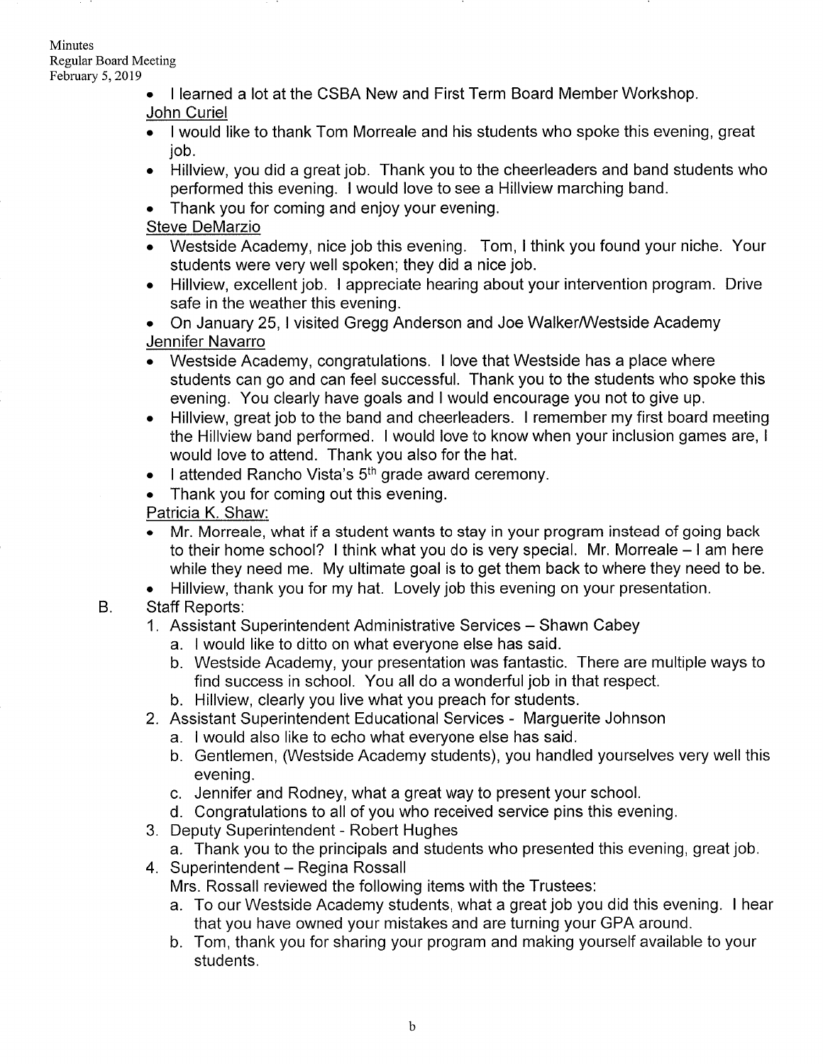- I learned a lot at the CSBA New and First Term Board Member Workshop.

John Curiel

- I would like to thank Tom Morreale and his students who spoke this evening, great job.
- Hillview, you did a great job. Thank you to the cheerleaders and band students who performed this evening. I would love to see a Hillview marching band.
- Thank you for coming and enjoy your evening.

Steve DeMarzio

- Westside Academy, nice job this evening. Tom, I think you found your niche. Your students were very well spoken; they did a nice job.
- Hillview, excellent job. I appreciate hearing about your intervention program. Drive safe in the weather this evening.
- On January 25, I visited Gregg Anderson and Joe Walker/Westside Academy

Jennifer Navarro

- Westside Academy, congratulations. I love that Westside has a place where students can go and can feel successful. Thank you to the students who spoke this evening. You clearly have goals and I would encourage you not to give up.
- Hillview, great job to the band and cheerleaders. I remember my first board meeting the Hillview band performed. I would love to know when your inclusion games are, I would love to attend. Thank you also for the hat.
- I attended Rancho Vista's 5th grade award ceremony.
- Thank you for coming out this evening.

Patricia K. Shaw:

- Mr. Morreale, what if a student wants to stay in your program instead of going back to their home school? I think what you do is very special. Mr. Morreale – I am here while they need me. My ultimate goal is to get them back to where they need to be.
- Hillview, thank you for my hat. Lovely job this evening on your presentation.

B. Staff Reports:

1. Assistant Superintendent Administrative Services – Shawn Cabey
   a. I would like to ditto on what everyone else has said.
   b. Westside Academy, your presentation was fantastic. There are multiple ways to find success in school. You all do a wonderful job in that respect.
   b. Hillview, clearly you live what you preach for students.
2. Assistant Superintendent Educational Services - Marguerite Johnson
   a. I would also like to echo what everyone else has said.
   b. Gentlemen, (Westside Academy students), you handled yourselves very well this evening.
   c. Jennifer and Rodney, what a great way to present your school.
   d. Congratulations to all of you who received service pins this evening.
3. Deputy Superintendent - Robert Hughes
   a. Thank you to the principals and students who presented this evening, great job.
4. Superintendent – Regina Rossall

   Mrs. Rossall reviewed the following items with the Trustees:
   a. To our Westside Academy students, what a great job you did this evening. I hear that you have owned your mistakes and are turning your GPA around.
   b. Tom, thank you for sharing your program and making yourself available to your students.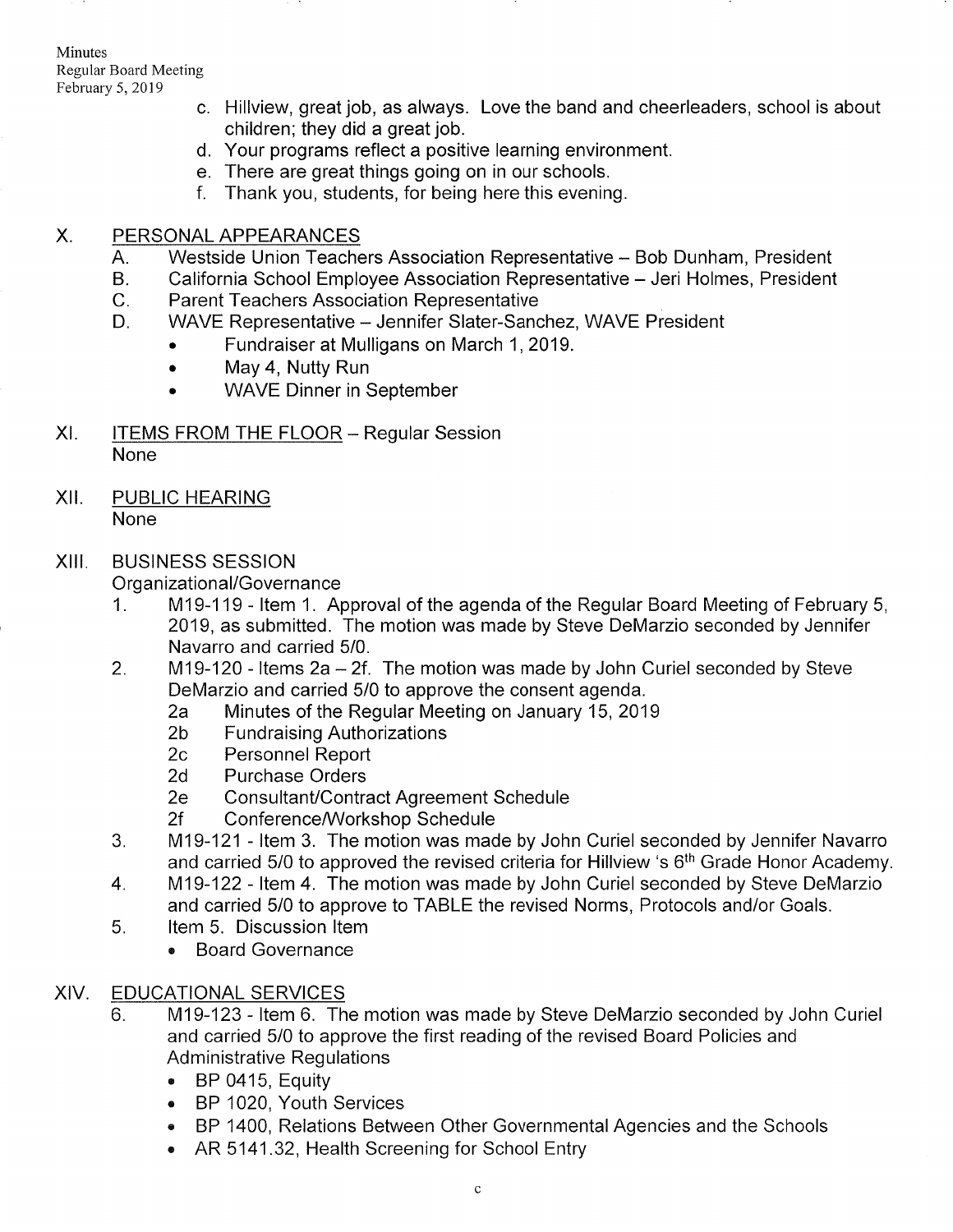c. Hillview, great job, as always. Love the band and cheerleaders, school is about children; they did a great job.
d. Your programs reflect a positive learning environment.
e. There are great things going on in our schools.
f. Thank you, students, for being here this evening.

X. PERSONAL APPEARANCES
   A. Westside Union Teachers Association Representative – Bob Dunham, President
   B. California School Employee Association Representative – Jeri Holmes, President
   C. Parent Teachers Association Representative
   D. WAVE Representative – Jennifer Slater-Sanchez, WAVE President
      - Fundraiser at Mulligans on March 1, 2019.
      - May 4, Nutty Run
      - WAVE Dinner in September

XI. ITEMS FROM THE FLOOR – Regular Session
None

XII. PUBLIC HEARING
None

XIII. BUSINESS SESSION
Organizational/Governance
1. M19-119 - Item 1. Approval of the agenda of the Regular Board Meeting of February 5, 2019, as submitted. The motion was made by Steve DeMarzio seconded by Jennifer Navarro and carried 5/0.
2. M19-120 - Items 2a – 2f. The motion was made by John Curiel seconded by Steve DeMarzio and carried 5/0 to approve the consent agenda.
   2a Minutes of the Regular Meeting on January 15, 2019
   2b Fundraising Authorizations
   2c Personnel Report
   2d Purchase Orders
   2e Consultant/Contract Agreement Schedule
   2f Conference/Workshop Schedule
3. M19-121 - Item 3. The motion was made by John Curiel seconded by Jennifer Navarro and carried 5/0 to approved the revised criteria for Hillview 's 6th Grade Honor Academy.
4. M19-122 - Item 4. The motion was made by John Curiel seconded by Steve DeMarzio and carried 5/0 to approve to TABLE the revised Norms, Protocols and/or Goals.
5. Item 5. Discussion Item
   - Board Governance

XIV. EDUCATIONAL SERVICES
6. M19-123 - Item 6. The motion was made by Steve DeMarzio seconded by John Curiel and carried 5/0 to approve the first reading of the revised Board Policies and Administrative Regulations
   - BP 0415, Equity
   - BP 1020, Youth Services
   - BP 1400, Relations Between Other Governmental Agencies and the Schools
   - AR 5141.32, Health Screening for School Entry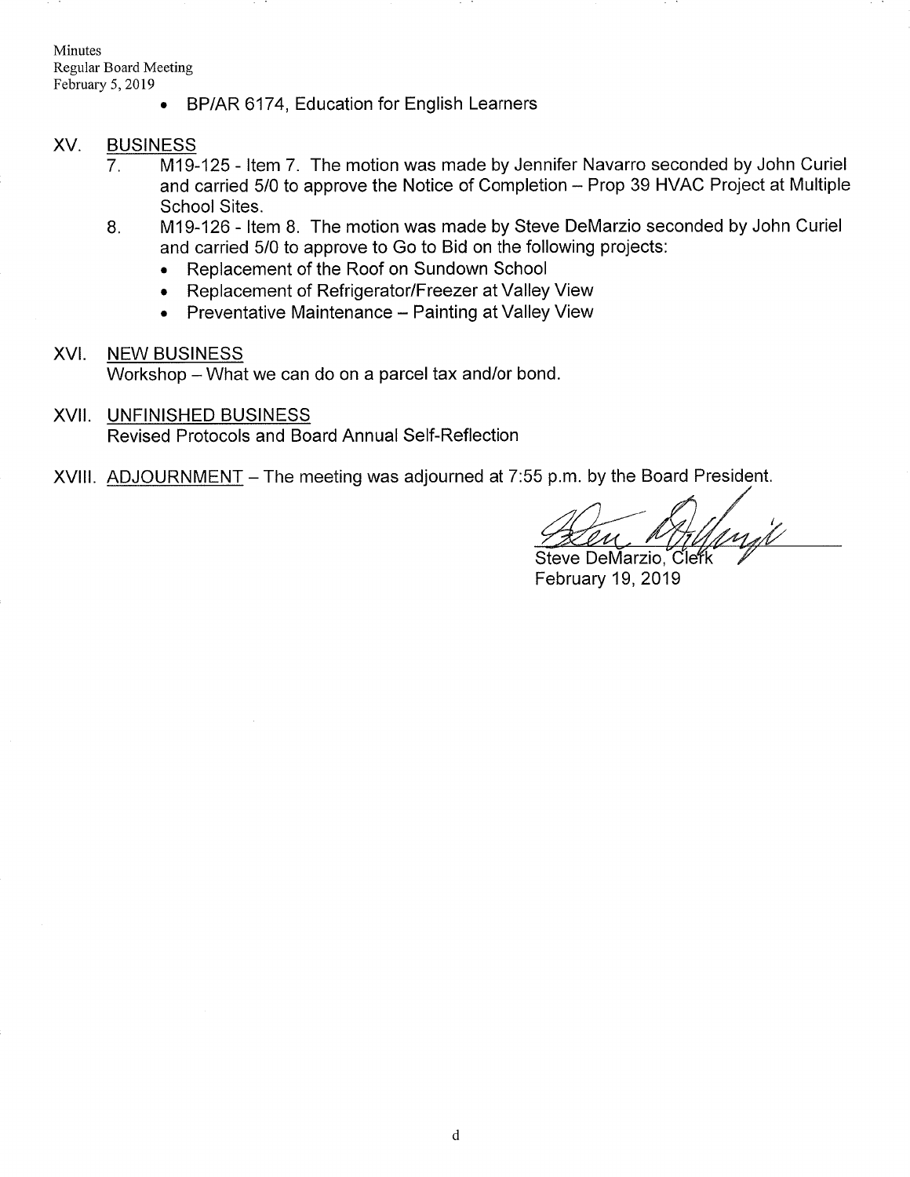- BP/AR 6174, Education for English Learners

XV. <u>BUSINESS</u>

7. M19-125 - Item 7. The motion was made by Jennifer Navarro seconded by John Curiel and carried 5/0 to approve the Notice of Completion – Prop 39 HVAC Project at Multiple School Sites.
8. M19-126 - Item 8. The motion was made by Steve DeMarzio seconded by John Curiel and carried 5/0 to approve to Go to Bid on the following projects:
   - Replacement of the Roof on Sundown School
   - Replacement of Refrigerator/Freezer at Valley View
   - Preventative Maintenance – Painting at Valley View

XVI. <u>NEW BUSINESS</u>
Workshop – What we can do on a parcel tax and/or bond.

XVII. <u>UNFINISHED BUSINESS</u>
Revised Protocols and Board Annual Self-Reflection

XVIII. <u>ADJOURNMENT</u> – The meeting was adjourned at 7:55 p.m. by the Board President.

Steve DeMarzio, Clerk
February 19, 2019